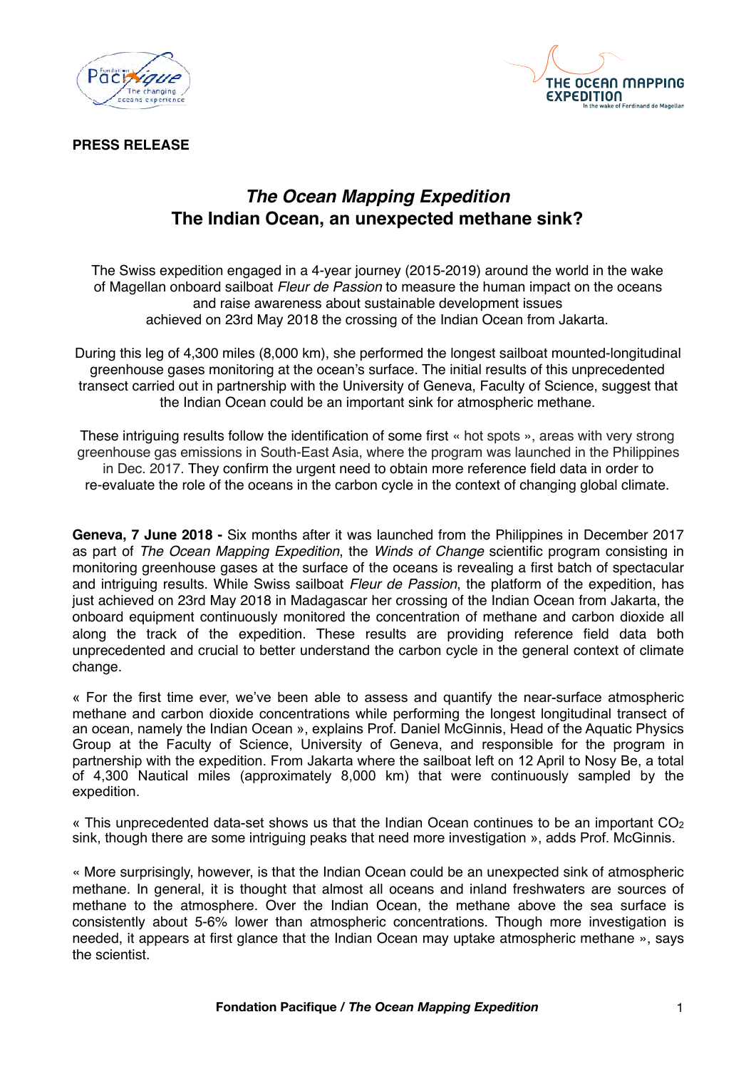**PRESS RELEASE**

# *The Ocean Mapping Expedition*
# The Indian Ocean, an unexpected methane sink?

The Swiss expedition engaged in a 4-year journey (2015-2019) around the world in the wake of Magellan onboard sailboat *Fleur de Passion* to measure the human impact on the oceans and raise awareness about sustainable development issues achieved on 23rd May 2018 the crossing of the Indian Ocean from Jakarta.

During this leg of 4,300 miles (8,000 km), she performed the longest sailboat mounted-longitudinal greenhouse gases monitoring at the ocean's surface. The initial results of this unprecedented transect carried out in partnership with the University of Geneva, Faculty of Science, suggest that the Indian Ocean could be an important sink for atmospheric methane.

These intriguing results follow the identification of some first « hot spots », areas with very strong greenhouse gas emissions in South-East Asia, where the program was launched in the Philippines in Dec. 2017. They confirm the urgent need to obtain more reference field data in order to re-evaluate the role of the oceans in the carbon cycle in the context of changing global climate.

**Geneva, 7 June 2018 -** Six months after it was launched from the Philippines in December 2017 as part of *The Ocean Mapping Expedition*, the *Winds of Change* scientific program consisting in monitoring greenhouse gases at the surface of the oceans is revealing a first batch of spectacular and intriguing results. While Swiss sailboat *Fleur de Passion*, the platform of the expedition, has just achieved on 23rd May 2018 in Madagascar her crossing of the Indian Ocean from Jakarta, the onboard equipment continuously monitored the concentration of methane and carbon dioxide all along the track of the expedition. These results are providing reference field data both unprecedented and crucial to better understand the carbon cycle in the general context of climate change.

« For the first time ever, we've been able to assess and quantify the near-surface atmospheric methane and carbon dioxide concentrations while performing the longest longitudinal transect of an ocean, namely the Indian Ocean », explains Prof. Daniel McGinnis, Head of the Aquatic Physics Group at the Faculty of Science, University of Geneva, and responsible for the program in partnership with the expedition. From Jakarta where the sailboat left on 12 April to Nosy Be, a total of 4,300 Nautical miles (approximately 8,000 km) that were continuously sampled by the expedition.

« This unprecedented data-set shows us that the Indian Ocean continues to be an important $CO_2$ sink, though there are some intriguing peaks that need more investigation », adds Prof. McGinnis.

« More surprisingly, however, is that the Indian Ocean could be an unexpected sink of atmospheric methane. In general, it is thought that almost all oceans and inland freshwaters are sources of methane to the atmosphere. Over the Indian Ocean, the methane above the sea surface is consistently about 5-6% lower than atmospheric concentrations. Though more investigation is needed, it appears at first glance that the Indian Ocean may uptake atmospheric methane », says the scientist.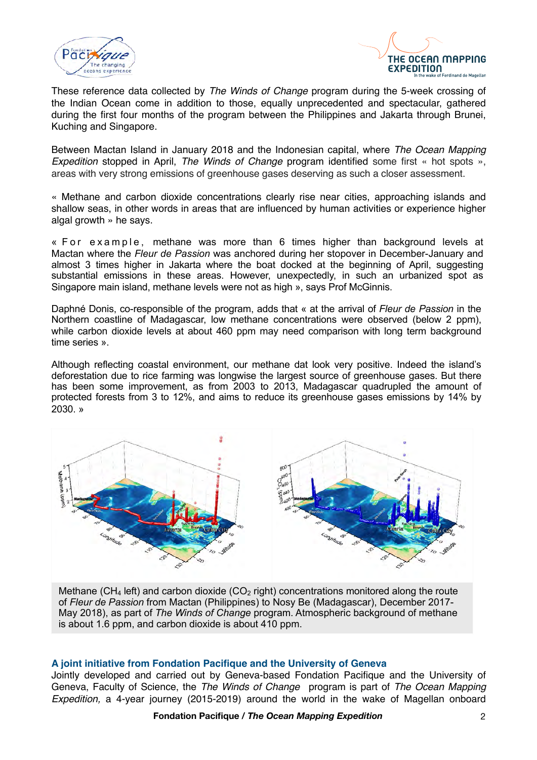These reference data collected by *The Winds of Change* program during the 5-week crossing of the Indian Ocean come in addition to those, equally unprecedented and spectacular, gathered during the first four months of the program between the Philippines and Jakarta through Brunei, Kuching and Singapore.

Between Mactan Island in January 2018 and the Indonesian capital, where *The Ocean Mapping Expedition* stopped in April, *The Winds of Change* program identified some first « hot spots », areas with very strong emissions of greenhouse gases deserving as such a closer assessment.

« Methane and carbon dioxide concentrations clearly rise near cities, approaching islands and shallow seas, in other words in areas that are influenced by human activities or experience higher algal growth » he says.

« For example, methane was more than 6 times higher than background levels at Mactan where the *Fleur de Passion* was anchored during her stopover in December-January and almost 3 times higher in Jakarta where the boat docked at the beginning of April, suggesting substantial emissions in these areas. However, unexpectedly, in such an urbanized spot as Singapore main island, methane levels were not as high », says Prof McGinnis.

Daphné Donis, co-responsible of the program, adds that « at the arrival of *Fleur de Passion* in the Northern coastline of Madagascar, low methane concentrations were observed (below 2 ppm), while carbon dioxide levels at about 460 ppm may need comparison with long term background time series ».

Although reflecting coastal environment, our methane dat look very positive. Indeed the island's deforestation due to rice farming was longwise the largest source of greenhouse gases. But there has been some improvement, as from 2003 to 2013, Madagascar quadrupled the amount of protected forests from 3 to 12%, and aims to reduce its greenhouse gases emissions by 14% by 2030. »

Methane ($CH_4$ left) and carbon dioxide ($CO_2$ right) concentrations monitored along the route of *Fleur de Passion* from Mactan (Philippines) to Nosy Be (Madagascar), December 2017-May 2018), as part of *The Winds of Change* program. Atmospheric background of methane is about 1.6 ppm, and carbon dioxide is about 410 ppm.

### A joint initiative from Fondation Pacifique and the University of Geneva

Jointly developed and carried out by Geneva-based Fondation Pacifique and the University of Geneva, Faculty of Science, the *The Winds of Change* program is part of *The Ocean Mapping Expedition,* a 4-year journey (2015-2019) around the world in the wake of Magellan onboard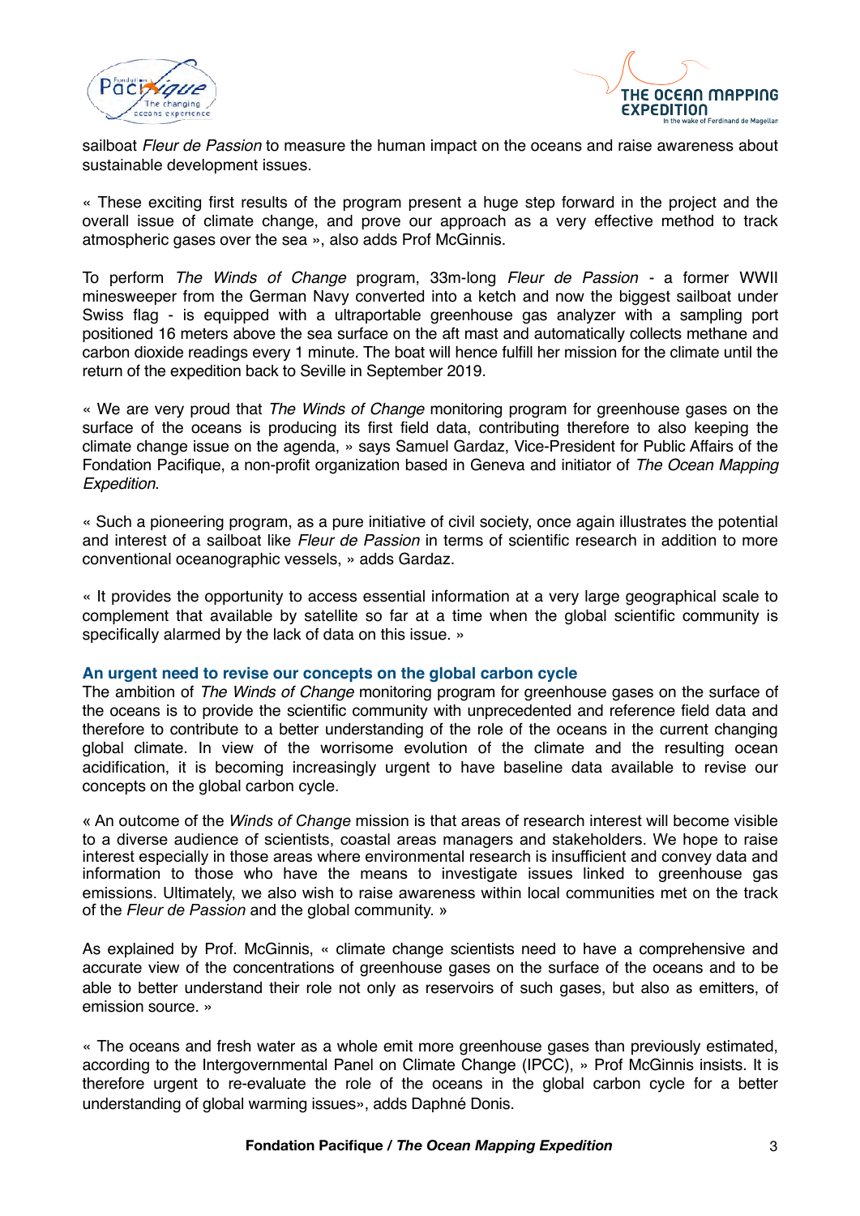sailboat *Fleur de Passion* to measure the human impact on the oceans and raise awareness about sustainable development issues.

« These exciting first results of the program present a huge step forward in the project and the overall issue of climate change, and prove our approach as a very effective method to track atmospheric gases over the sea », also adds Prof McGinnis.

To perform *The Winds of Change* program, 33m-long *Fleur de Passion* - a former WWII minesweeper from the German Navy converted into a ketch and now the biggest sailboat under Swiss flag - is equipped with a ultraportable greenhouse gas analyzer with a sampling port positioned 16 meters above the sea surface on the aft mast and automatically collects methane and carbon dioxide readings every 1 minute. The boat will hence fulfill her mission for the climate until the return of the expedition back to Seville in September 2019.

« We are very proud that *The Winds of Change* monitoring program for greenhouse gases on the surface of the oceans is producing its first field data, contributing therefore to also keeping the climate change issue on the agenda, » says Samuel Gardaz, Vice-President for Public Affairs of the Fondation Pacifique, a non-profit organization based in Geneva and initiator of *The Ocean Mapping Expedition*.

« Such a pioneering program, as a pure initiative of civil society, once again illustrates the potential and interest of a sailboat like *Fleur de Passion* in terms of scientific research in addition to more conventional oceanographic vessels, » adds Gardaz.

« It provides the opportunity to access essential information at a very large geographical scale to complement that available by satellite so far at a time when the global scientific community is specifically alarmed by the lack of data on this issue. »

### An urgent need to revise our concepts on the global carbon cycle

The ambition of *The Winds of Change* monitoring program for greenhouse gases on the surface of the oceans is to provide the scientific community with unprecedented and reference field data and therefore to contribute to a better understanding of the role of the oceans in the current changing global climate. In view of the worrisome evolution of the climate and the resulting ocean acidification, it is becoming increasingly urgent to have baseline data available to revise our concepts on the global carbon cycle.

« An outcome of the *Winds of Change* mission is that areas of research interest will become visible to a diverse audience of scientists, coastal areas managers and stakeholders. We hope to raise interest especially in those areas where environmental research is insufficient and convey data and information to those who have the means to investigate issues linked to greenhouse gas emissions. Ultimately, we also wish to raise awareness within local communities met on the track of the *Fleur de Passion* and the global community. »

As explained by Prof. McGinnis, « climate change scientists need to have a comprehensive and accurate view of the concentrations of greenhouse gases on the surface of the oceans and to be able to better understand their role not only as reservoirs of such gases, but also as emitters, of emission source. »

« The oceans and fresh water as a whole emit more greenhouse gases than previously estimated, according to the Intergovernmental Panel on Climate Change (IPCC), » Prof McGinnis insists. It is therefore urgent to re-evaluate the role of the oceans in the global carbon cycle for a better understanding of global warming issues», adds Daphné Donis.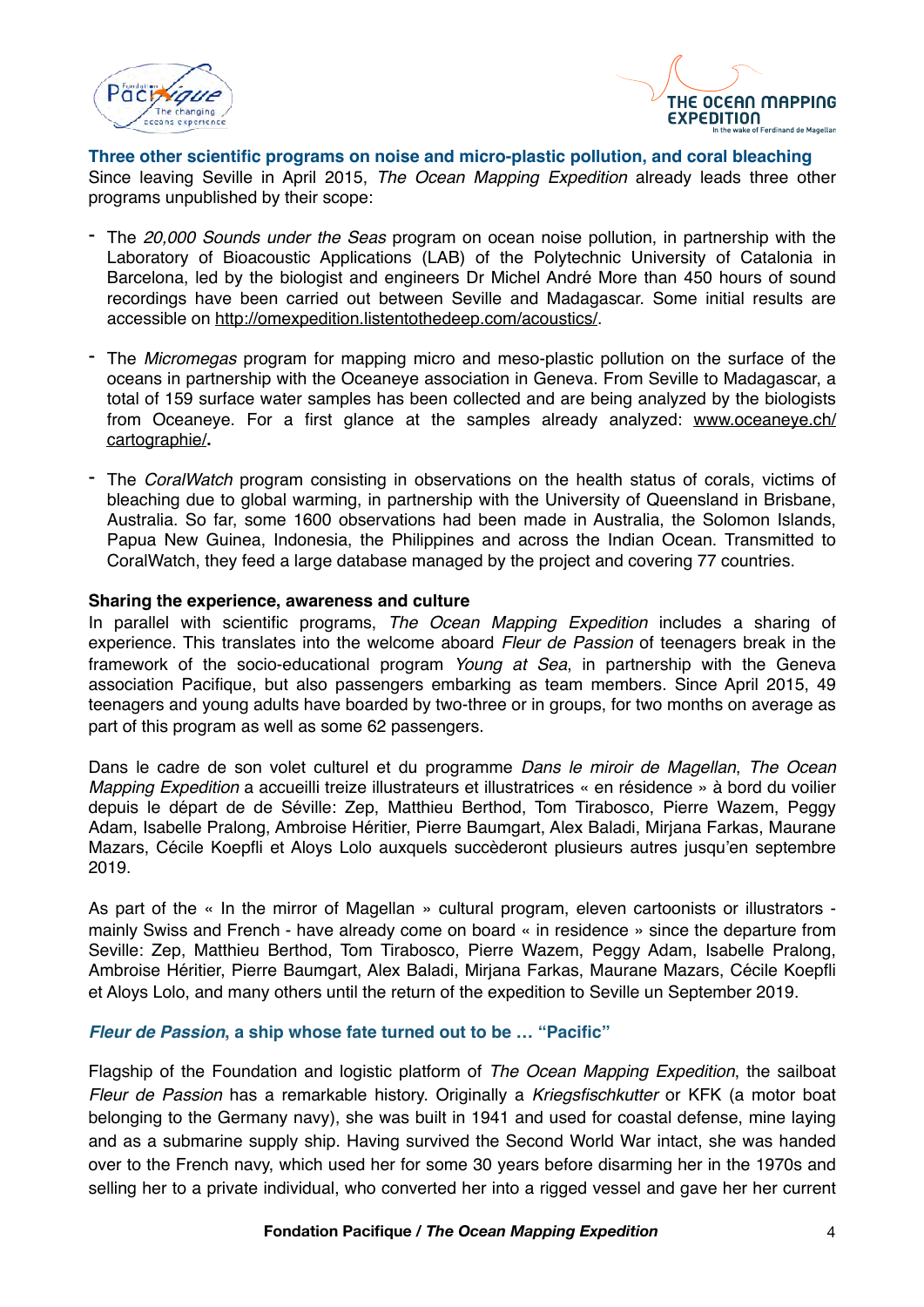### Three other scientific programs on noise and micro-plastic pollution, and coral bleaching

Since leaving Seville in April 2015, *The Ocean Mapping Expedition* already leads three other programs unpublished by their scope:

- The *20,000 Sounds under the Seas* program on ocean noise pollution, in partnership with the Laboratory of Bioacoustic Applications (LAB) of the Polytechnic University of Catalonia in Barcelona, led by the biologist and engineers Dr Michel André More than 450 hours of sound recordings have been carried out between Seville and Madagascar. Some initial results are accessible on http://omexpedition.listentothedeep.com/acoustics/.

- The *Micromegas* program for mapping micro and meso-plastic pollution on the surface of the oceans in partnership with the Oceaneye association in Geneva. From Seville to Madagascar, a total of 159 surface water samples has been collected and are being analyzed by the biologists from Oceaneye. For a first glance at the samples already analyzed: www.oceaneye.ch/cartographie/**.**

- The *CoralWatch* program consisting in observations on the health status of corals, victims of bleaching due to global warming, in partnership with the University of Queensland in Brisbane, Australia. So far, some 1600 observations had been made in Australia, the Solomon Islands, Papua New Guinea, Indonesia, the Philippines and across the Indian Ocean. Transmitted to CoralWatch, they feed a large database managed by the project and covering 77 countries.

**Sharing the experience, awareness and culture**

In parallel with scientific programs, *The Ocean Mapping Expedition* includes a sharing of experience. This translates into the welcome aboard *Fleur de Passion* of teenagers break in the framework of the socio-educational program *Young at Sea*, in partnership with the Geneva association Pacifique, but also passengers embarking as team members. Since April 2015, 49 teenagers and young adults have boarded by two-three or in groups, for two months on average as part of this program as well as some 62 passengers.

Dans le cadre de son volet culturel et du programme *Dans le miroir de Magellan*, *The Ocean Mapping Expedition* a accueilli treize illustrateurs et illustratrices « en résidence » à bord du voilier depuis le départ de Séville: Zep, Matthieu Berthod, Tom Tirabosco, Pierre Wazem, Peggy Adam, Isabelle Pralong, Ambroise Héritier, Pierre Baumgart, Alex Baladi, Mirjana Farkas, Maurane Mazars, Cécile Koepfli et Aloys Lolo auxquels succèderont plusieurs autres jusqu'en septembre 2019.

As part of the « In the mirror of Magellan » cultural program, eleven cartoonists or illustrators - mainly Swiss and French - have already come on board « in residence » since the departure from Seville: Zep, Matthieu Berthod, Tom Tirabosco, Pierre Wazem, Peggy Adam, Isabelle Pralong, Ambroise Héritier, Pierre Baumgart, Alex Baladi, Mirjana Farkas, Maurane Mazars, Cécile Koepfli et Aloys Lolo, and many others until the return of the expedition to Seville un September 2019.

### *Fleur de Passion*, a ship whose fate turned out to be … "Pacific"

Flagship of the Foundation and logistic platform of *The Ocean Mapping Expedition*, the sailboat *Fleur de Passion* has a remarkable history. Originally a *Kriegsfischkutter* or KFK (a motor boat belonging to the Germany navy), she was built in 1941 and used for coastal defense, mine laying and as a submarine supply ship. Having survived the Second World War intact, she was handed over to the French navy, which used her for some 30 years before disarming her in the 1970s and selling her to a private individual, who converted her into a rigged vessel and gave her her current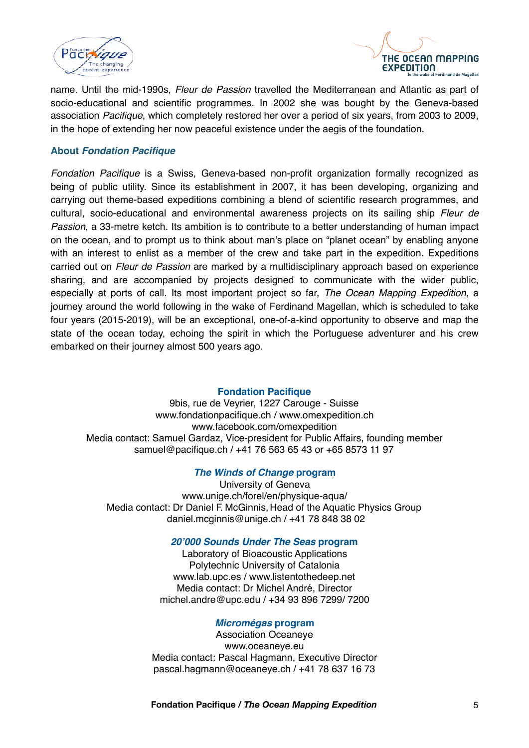name. Until the mid-1990s, *Fleur de Passion* travelled the Mediterranean and Atlantic as part of socio-educational and scientific programmes. In 2002 she was bought by the Geneva-based association *Pacifique*, which completely restored her over a period of six years, from 2003 to 2009, in the hope of extending her now peaceful existence under the aegis of the foundation.

### About *Fondation Pacifique*

*Fondation Pacifique* is a Swiss, Geneva-based non-profit organization formally recognized as being of public utility. Since its establishment in 2007, it has been developing, organizing and carrying out theme-based expeditions combining a blend of scientific research programmes, and cultural, socio-educational and environmental awareness projects on its sailing ship *Fleur de Passion*, a 33-metre ketch. Its ambition is to contribute to a better understanding of human impact on the ocean, and to prompt us to think about man's place on "planet ocean" by enabling anyone with an interest to enlist as a member of the crew and take part in the expedition. Expeditions carried out on *Fleur de Passion* are marked by a multidisciplinary approach based on experience sharing, and are accompanied by projects designed to communicate with the wider public, especially at ports of call. Its most important project so far, *The Ocean Mapping Expedition*, a journey around the world following in the wake of Ferdinand Magellan, which is scheduled to take four years (2015-2019), will be an exceptional, one-of-a-kind opportunity to observe and map the state of the ocean today, echoing the spirit in which the Portuguese adventurer and his crew embarked on their journey almost 500 years ago.

**Fondation Pacifique**
9bis, rue de Veyrier, 1227 Carouge - Suisse
www.fondationpacifique.ch / www.omexpedition.ch
www.facebook.com/omexpedition
Media contact: Samuel Gardaz, Vice-president for Public Affairs, founding member
samuel@pacifique.ch / +41 76 563 65 43 or +65 8573 11 97

***The Winds of Change* program**
University of Geneva
www.unige.ch/forel/en/physique-aqua/
Media contact: Dr Daniel F. McGinnis, Head of the Aquatic Physics Group
daniel.mcginnis@unige.ch / +41 78 848 38 02

***20'000 Sounds Under The Seas* program**
Laboratory of Bioacoustic Applications
Polytechnic University of Catalonia
www.lab.upc.es / www.listentothedeep.net
Media contact: Dr Michel André, Director
michel.andre@upc.edu / +34 93 896 7299/ 7200

***Micromégas* program**
Association Oceaneye
www.oceaneye.eu
Media contact: Pascal Hagmann, Executive Director
pascal.hagmann@oceaneye.ch / +41 78 637 16 73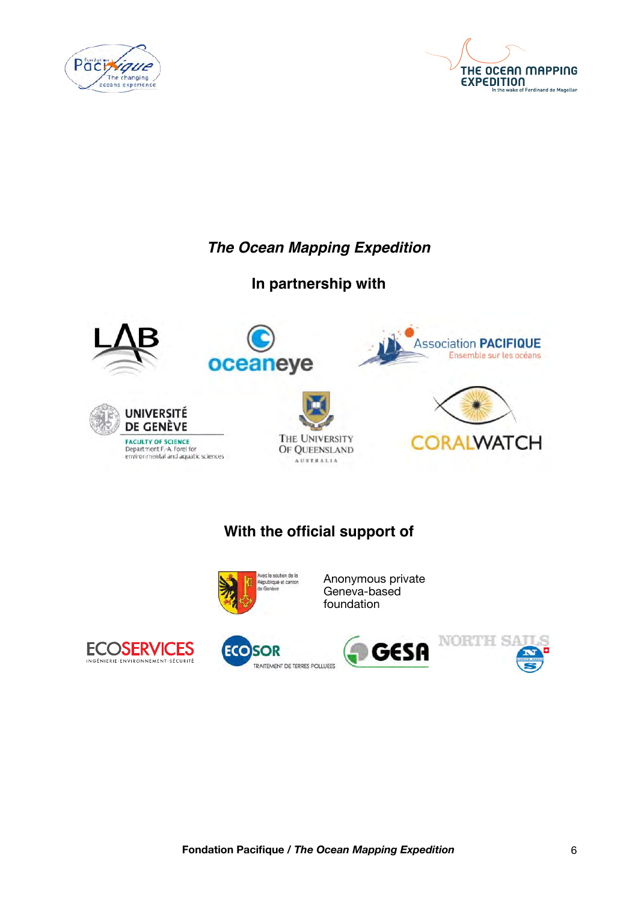*The Ocean Mapping Expedition*

**In partnership with**

**With the official support of**

Anonymous private Geneva-based foundation